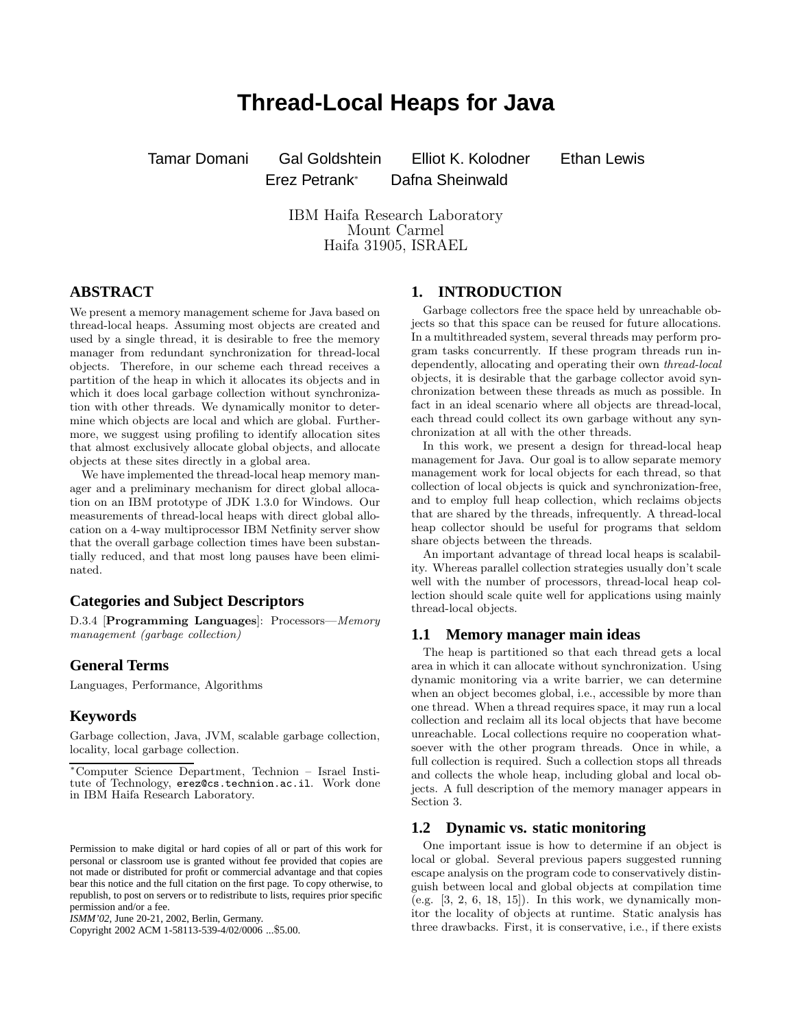# Thread-Local Heaps for Java

Tamar Domani   Gal Goldshtein   Elliot K. Kolodner   Ethan Lewis
Erez Petrank*   Dafna Sheinwald

IBM Haifa Research Laboratory
Mount Carmel
Haifa 31905, ISRAEL

## ABSTRACT

We present a memory management scheme for Java based on thread-local heaps. Assuming most objects are created and used by a single thread, it is desirable to free the memory manager from redundant synchronization for thread-local objects. Therefore, in our scheme each thread receives a partition of the heap in which it allocates its objects and in which it does local garbage collection without synchronization with other threads. We dynamically monitor to determine which objects are local and which are global. Furthermore, we suggest using profiling to identify allocation sites that almost exclusively allocate global objects, and allocate objects at these sites directly in a global area.

We have implemented the thread-local heap memory manager and a preliminary mechanism for direct global allocation on an IBM prototype of JDK 1.3.0 for Windows. Our measurements of thread-local heaps with direct global allocation on a 4-way multiprocessor IBM Netfinity server show that the overall garbage collection times have been substantially reduced, and that most long pauses have been eliminated.

### Categories and Subject Descriptors

D.3.4 [**Programming Languages**]: Processors—*Memory management (garbage collection)*

### General Terms

Languages, Performance, Algorithms

### Keywords

Garbage collection, Java, JVM, scalable garbage collection, locality, local garbage collection.

*Computer Science Department, Technion – Israel Institute of Technology, erez@cs.technion.ac.il. Work done in IBM Haifa Research Laboratory.

Permission to make digital or hard copies of all or part of this work for personal or classroom use is granted without fee provided that copies are not made or distributed for profit or commercial advantage and that copies bear this notice and the full citation on the first page. To copy otherwise, to republish, to post on servers or to redistribute to lists, requires prior specific permission and/or a fee.
*ISMM'02*, June 20-21, 2002, Berlin, Germany.
Copyright 2002 ACM 1-58113-539-4/02/0006 ...$5.00.

## 1. INTRODUCTION

Garbage collectors free the space held by unreachable objects so that this space can be reused for future allocations. In a multithreaded system, several threads may perform program tasks concurrently. If these program threads run independently, allocating and operating their own *thread-local* objects, it is desirable that the garbage collector avoid synchronization between these threads as much as possible. In fact in an ideal scenario where all objects are thread-local, each thread could collect its own garbage without any synchronization at all with the other threads.

In this work, we present a design for thread-local heap management for Java. Our goal is to allow separate memory management work for local objects for each thread, so that collection of local objects is quick and synchronization-free, and to employ full heap collection, which reclaims objects that are shared by the threads, infrequently. A thread-local heap collector should be useful for programs that seldom share objects between the threads.

An important advantage of thread local heaps is scalability. Whereas parallel collection strategies usually don't scale well with the number of processors, thread-local heap collection should scale quite well for applications using mainly thread-local objects.

### 1.1 Memory manager main ideas

The heap is partitioned so that each thread gets a local area in which it can allocate without synchronization. Using dynamic monitoring via a write barrier, we can determine when an object becomes global, i.e., accessible by more than one thread. When a thread requires space, it may run a local collection and reclaim all its local objects that have become unreachable. Local collections require no cooperation whatsoever with the other program threads. Once in while, a full collection is required. Such a collection stops all threads and collects the whole heap, including global and local objects. A full description of the memory manager appears in Section 3.

### 1.2 Dynamic vs. static monitoring

One important issue is how to determine if an object is local or global. Several previous papers suggested running escape analysis on the program code to conservatively distinguish between local and global objects at compilation time (e.g. [3, 2, 6, 18, 15]). In this work, we dynamically monitor the locality of objects at runtime. Static analysis has three drawbacks. First, it is conservative, i.e., if there exists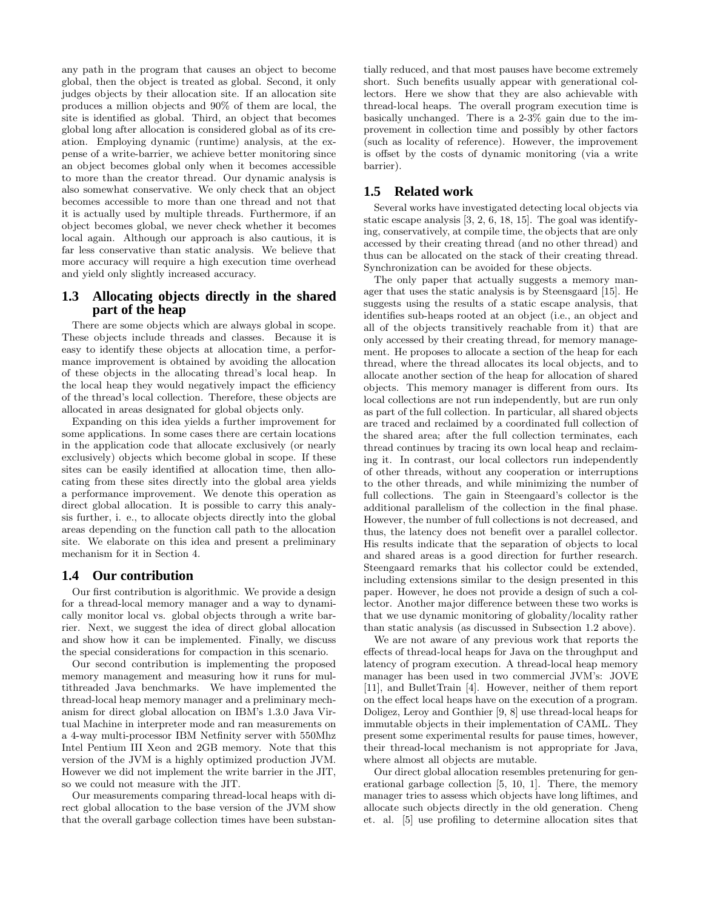any path in the program that causes an object to become global, then the object is treated as global. Second, it only judges objects by their allocation site. If an allocation site produces a million objects and 90% of them are local, the site is identified as global. Third, an object that becomes global long after allocation is considered global as of its creation. Employing dynamic (runtime) analysis, at the expense of a write-barrier, we achieve better monitoring since an object becomes global only when it becomes accessible to more than the creator thread. Our dynamic analysis is also somewhat conservative. We only check that an object becomes accessible to more than one thread and not that it is actually used by multiple threads. Furthermore, if an object becomes global, we never check whether it becomes local again. Although our approach is also cautious, it is far less conservative than static analysis. We believe that more accuracy will require a high execution time overhead and yield only slightly increased accuracy.

## 1.3 Allocating objects directly in the shared part of the heap

There are some objects which are always global in scope. These objects include threads and classes. Because it is easy to identify these objects at allocation time, a performance improvement is obtained by avoiding the allocation of these objects in the allocating thread's local heap. In the local heap they would negatively impact the efficiency of the thread's local collection. Therefore, these objects are allocated in areas designated for global objects only.

Expanding on this idea yields a further improvement for some applications. In some cases there are certain locations in the application code that allocate exclusively (or nearly exclusively) objects which become global in scope. If these sites can be easily identified at allocation time, then allocating from these sites directly into the global area yields a performance improvement. We denote this operation as direct global allocation. It is possible to carry this analysis further, i. e., to allocate objects directly into the global areas depending on the function call path to the allocation site. We elaborate on this idea and present a preliminary mechanism for it in Section 4.

## 1.4 Our contribution

Our first contribution is algorithmic. We provide a design for a thread-local memory manager and a way to dynamically monitor local vs. global objects through a write barrier. Next, we suggest the idea of direct global allocation and show how it can be implemented. Finally, we discuss the special considerations for compaction in this scenario.

Our second contribution is implementing the proposed memory management and measuring how it runs for multithreaded Java benchmarks. We have implemented the thread-local heap memory manager and a preliminary mechanism for direct global allocation on IBM's 1.3.0 Java Virtual Machine in interpreter mode and ran measurements on a 4-way multi-processor IBM Netfinity server with 550Mhz Intel Pentium III Xeon and 2GB memory. Note that this version of the JVM is a highly optimized production JVM. However we did not implement the write barrier in the JIT, so we could not measure with the JIT.

Our measurements comparing thread-local heaps with direct global allocation to the base version of the JVM show that the overall garbage collection times have been substantially reduced, and that most pauses have become extremely short. Such benefits usually appear with generational collectors. Here we show that they are also achievable with thread-local heaps. The overall program execution time is basically unchanged. There is a 2-3% gain due to the improvement in collection time and possibly by other factors (such as locality of reference). However, the improvement is offset by the costs of dynamic monitoring (via a write barrier).

## 1.5 Related work

Several works have investigated detecting local objects via static escape analysis [3, 2, 6, 18, 15]. The goal was identifying, conservatively, at compile time, the objects that are only accessed by their creating thread (and no other thread) and thus can be allocated on the stack of their creating thread. Synchronization can be avoided for these objects.

The only paper that actually suggests a memory manager that uses the static analysis is by Steensgaard [15]. He suggests using the results of a static escape analysis, that identifies sub-heaps rooted at an object (i.e., an object and all of the objects transitively reachable from it) that are only accessed by their creating thread, for memory management. He proposes to allocate a section of the heap for each thread, where the thread allocates its local objects, and to allocate another section of the heap for allocation of shared objects. This memory manager is different from ours. Its local collections are not run independently, but are run only as part of the full collection. In particular, all shared objects are traced and reclaimed by a coordinated full collection of the shared area; after the full collection terminates, each thread continues by tracing its own local heap and reclaiming it. In contrast, our local collectors run independently of other threads, without any cooperation or interruptions to the other threads, and while minimizing the number of full collections. The gain in Steengaard's collector is the additional parallelism of the collection in the final phase. However, the number of full collections is not decreased, and thus, the latency does not benefit over a parallel collector. His results indicate that the separation of objects to local and shared areas is a good direction for further research. Steengaard remarks that his collector could be extended, including extensions similar to the design presented in this paper. However, he does not provide a design of such a collector. Another major difference between these two works is that we use dynamic monitoring of globality/locality rather than static analysis (as discussed in Subsection 1.2 above).

We are not aware of any previous work that reports the effects of thread-local heaps for Java on the throughput and latency of program execution. A thread-local heap memory manager has been used in two commercial JVM's: JOVE [11], and BulletTrain [4]. However, neither of them report on the effect local heaps have on the execution of a program. Doligez, Leroy and Gonthier [9, 8] use thread-local heaps for immutable objects in their implementation of CAML. They present some experimental results for pause times, however, their thread-local mechanism is not appropriate for Java, where almost all objects are mutable.

Our direct global allocation resembles pretenuring for generational garbage collection [5, 10, 1]. There, the memory manager tries to assess which objects have long liftimes, and allocate such objects directly in the old generation. Cheng et. al. [5] use profiling to determine allocation sites that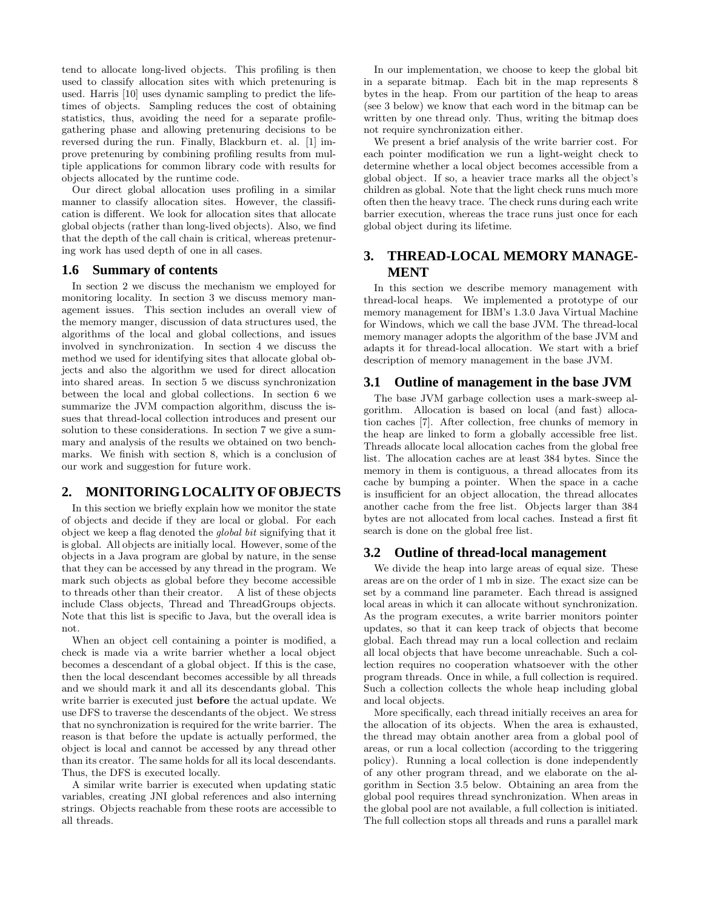tend to allocate long-lived objects. This profiling is then used to classify allocation sites with which pretenuring is used. Harris [10] uses dynamic sampling to predict the lifetimes of objects. Sampling reduces the cost of obtaining statistics, thus, avoiding the need for a separate profile-gathering phase and allowing pretenuring decisions to be reversed during the run. Finally, Blackburn et. al. [1] improve pretenuring by combining profiling results from multiple applications for common library code with results for objects allocated by the runtime code.

Our direct global allocation uses profiling in a similar manner to classify allocation sites. However, the classification is different. We look for allocation sites that allocate global objects (rather than long-lived objects). Also, we find that the depth of the call chain is critical, whereas pretenuring work has used depth of one in all cases.

### 1.6 Summary of contents

In section 2 we discuss the mechanism we employed for monitoring locality. In section 3 we discuss memory management issues. This section includes an overall view of the memory manger, discussion of data structures used, the algorithms of the local and global collections, and issues involved in synchronization. In section 4 we discuss the method we used for identifying sites that allocate global objects and also the algorithm we used for direct allocation into shared areas. In section 5 we discuss synchronization between the local and global collections. In section 6 we summarize the JVM compaction algorithm, discuss the issues that thread-local collection introduces and present our solution to these considerations. In section 7 we give a summary and analysis of the results we obtained on two benchmarks. We finish with section 8, which is a conclusion of our work and suggestion for future work.

## 2. MONITORING LOCALITY OF OBJECTS

In this section we briefly explain how we monitor the state of objects and decide if they are local or global. For each object we keep a flag denoted the *global bit* signifying that it is global. All objects are initially local. However, some of the objects in a Java program are global by nature, in the sense that they can be accessed by any thread in the program. We mark such objects as global before they become accessible to threads other than their creator. A list of these objects include Class objects, Thread and ThreadGroups objects. Note that this list is specific to Java, but the overall idea is not.

When an object cell containing a pointer is modified, a check is made via a write barrier whether a local object becomes a descendant of a global object. If this is the case, then the local descendant becomes accessible by all threads and we should mark it and all its descendants global. This write barrier is executed just **before** the actual update. We use DFS to traverse the descendants of the object. We stress that no synchronization is required for the write barrier. The reason is that before the update is actually performed, the object is local and cannot be accessed by any thread other than its creator. The same holds for all its local descendants. Thus, the DFS is executed locally.

A similar write barrier is executed when updating static variables, creating JNI global references and also interning strings. Objects reachable from these roots are accessible to all threads.

In our implementation, we choose to keep the global bit in a separate bitmap. Each bit in the map represents 8 bytes in the heap. From our partition of the heap to areas (see 3 below) we know that each word in the bitmap can be written by one thread only. Thus, writing the bitmap does not require synchronization either.

We present a brief analysis of the write barrier cost. For each pointer modification we run a light-weight check to determine whether a local object becomes accessible from a global object. If so, a heavier trace marks all the object's children as global. Note that the light check runs much more often then the heavy trace. The check runs during each write barrier execution, whereas the trace runs just once for each global object during its lifetime.

## 3. THREAD-LOCAL MEMORY MANAGEMENT

In this section we describe memory management with thread-local heaps. We implemented a prototype of our memory management for IBM's 1.3.0 Java Virtual Machine for Windows, which we call the base JVM. The thread-local memory manager adopts the algorithm of the base JVM and adapts it for thread-local allocation. We start with a brief description of memory management in the base JVM.

### 3.1 Outline of management in the base JVM

The base JVM garbage collection uses a mark-sweep algorithm. Allocation is based on local (and fast) allocation caches [7]. After collection, free chunks of memory in the heap are linked to form a globally accessible free list. Threads allocate local allocation caches from the global free list. The allocation caches are at least 384 bytes. Since the memory in them is contiguous, a thread allocates from its cache by bumping a pointer. When the space in a cache is insufficient for an object allocation, the thread allocates another cache from the free list. Objects larger than 384 bytes are not allocated from local caches. Instead a first fit search is done on the global free list.

### 3.2 Outline of thread-local management

We divide the heap into large areas of equal size. These areas are on the order of 1 mb in size. The exact size can be set by a command line parameter. Each thread is assigned local areas in which it can allocate without synchronization. As the program executes, a write barrier monitors pointer updates, so that it can keep track of objects that become global. Each thread may run a local collection and reclaim all local objects that have become unreachable. Such a collection requires no cooperation whatsoever with the other program threads. Once in while, a full collection is required. Such a collection collects the whole heap including global and local objects.

More specifically, each thread initially receives an area for the allocation of its objects. When the area is exhausted, the thread may obtain another area from a global pool of areas, or run a local collection (according to the triggering policy). Running a local collection is done independently of any other program thread, and we elaborate on the algorithm in Section 3.5 below. Obtaining an area from the global pool requires thread synchronization. When areas in the global pool are not available, a full collection is initiated. The full collection stops all threads and runs a parallel mark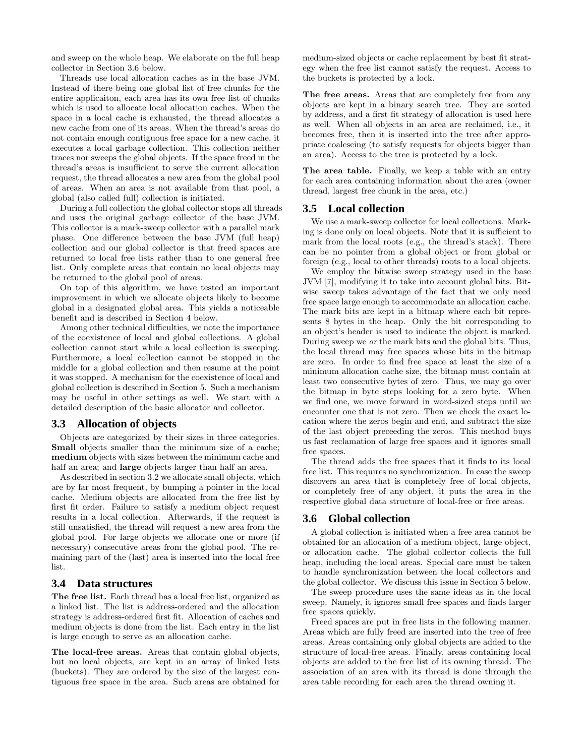and sweep on the whole heap. We elaborate on the full heap collector in Section 3.6 below.

Threads use local allocation caches as in the base JVM. Instead of there being one global list of free chunks for the entire applicaiton, each area has its own free list of chunks which is used to allocate local allocation caches. When the space in a local cache is exhausted, the thread allocates a new cache from one of its areas. When the thread's areas do not contain enough contiguous free space for a new cache, it executes a local garbage collection. This collection neither traces nor sweeps the global objects. If the space freed in the thread's areas is insufficient to serve the current allocation request, the thread allocates a new area from the global pool of areas. When an area is not available from that pool, a global (also called full) collection is initiated.

During a full collection the global collector stops all threads and uses the original garbage collector of the base JVM. This collector is a mark-sweep collector with a parallel mark phase. One difference between the base JVM (full heap) collection and our global collector is that freed spaces are returned to local free lists rather than to one general free list. Only complete areas that contain no local objects may be returned to the global pool of areas.

On top of this algorithm, we have tested an important improvement in which we allocate objects likely to become global in a designated global area. This yields a noticeable benefit and is described in Section 4 below.

Among other technical difficulties, we note the importance of the coexistence of local and global collections. A global collection cannot start while a local collection is sweeping. Furthermore, a local collection cannot be stopped in the middle for a global collection and then resume at the point it was stopped. A mechanism for the coexistence of local and global collection is described in Section 5. Such a mechanism may be useful in other settings as well. We start with a detailed description of the basic allocator and collector.

### 3.3 Allocation of objects

Objects are categorized by their sizes in three categories. **Small** objects smaller than the minimum size of a cache; **medium** objects with sizes between the minimum cache and half an area; and **large** objects larger than half an area.

As described in section 3.2 we allocate small objects, which are by far most frequent, by bumping a pointer in the local cache. Medium objects are allocated from the free list by first fit order. Failure to satisfy a medium object request results in a local collection. Afterwards, if the request is still unsatisfied, the thread will request a new area from the global pool. For large objects we allocate one or more (if necessary) consecutive areas from the global pool. The remaining part of the (last) area is inserted into the local free list.

### 3.4 Data structures

**The free list.** Each thread has a local free list, organized as a linked list. The list is address-ordered and the allocation strategy is address-ordered first fit. Allocation of caches and medium objects is done from the list. Each entry in the list is large enough to serve as an allocation cache.

**The local-free areas.** Areas that contain global objects, but no local objects, are kept in an array of linked lists (buckets). They are ordered by the size of the largest contiguous free space in the area. Such areas are obtained for medium-sized objects or cache replacement by best fit strategy when the free list cannot satisfy the request. Access to the buckets is protected by a lock.

**The free areas.** Areas that are completely free from any objects are kept in a binary search tree. They are sorted by address, and a first fit strategy of allocation is used here as well. When all objects in an area are reclaimed, i.e., it becomes free, then it is inserted into the tree after appropriate coalescing (to satisfy requests for objects bigger than an area). Access to the tree is protected by a lock.

**The area table.** Finally, we keep a table with an entry for each area containing information about the area (owner thread, largest free chunk in the area, etc.)

### 3.5 Local collection

We use a mark-sweep collector for local collections. Marking is done only on local objects. Note that it is sufficient to mark from the local roots (e.g., the thread's stack). There can be no pointer from a global object or from global or foreign (e.g., local to other threads) roots to a local objects.

We employ the bitwise sweep strategy used in the base JVM [7], modifying it to take into account global bits. Bitwise sweep takes advantage of the fact that we only need free space large enough to accommodate an allocation cache. The mark bits are kept in a bitmap where each bit represents 8 bytes in the heap. Only the bit corresponding to an object's header is used to indicate the object is marked. During sweep we *or* the mark bits and the global bits. Thus, the local thread may free spaces whose bits in the bitmap are zero. In order to find free space at least the size of a minimum allocation cache size, the bitmap must contain at least two consecutive bytes of zero. Thus, we may go over the bitmap in byte steps looking for a zero byte. When we find one, we move forward in word-sized steps until we encounter one that is not zero. Then we check the exact location where the zeros begin and end, and subtract the size of the last object preceeding the zeros. This method buys us fast reclamation of large free spaces and it ignores small free spaces.

The thread adds the free spaces that it finds to its local free list. This requires no synchronization. In case the sweep discovers an area that is completely free of local objects, or completely free of any object, it puts the area in the respective global data structure of local-free or free areas.

### 3.6 Global collection

A global collection is initiated when a free area cannot be obtained for an allocation of a medium object, large object, or allocation cache. The global collector collects the full heap, including the local areas. Special care must be taken to handle synchronization between the local collectors and the global collector. We discuss this issue in Section 5 below.

The sweep procedure uses the same ideas as in the local sweep. Namely, it ignores small free spaces and finds larger free spaces quickly.

Freed spaces are put in free lists in the following manner. Areas which are fully freed are inserted into the tree of free areas. Areas containing only global objects are added to the structure of local-free areas. Finally, areas containing local objects are added to the free list of its owning thread. The association of an area with its thread is done through the area table recording for each area the thread owning it.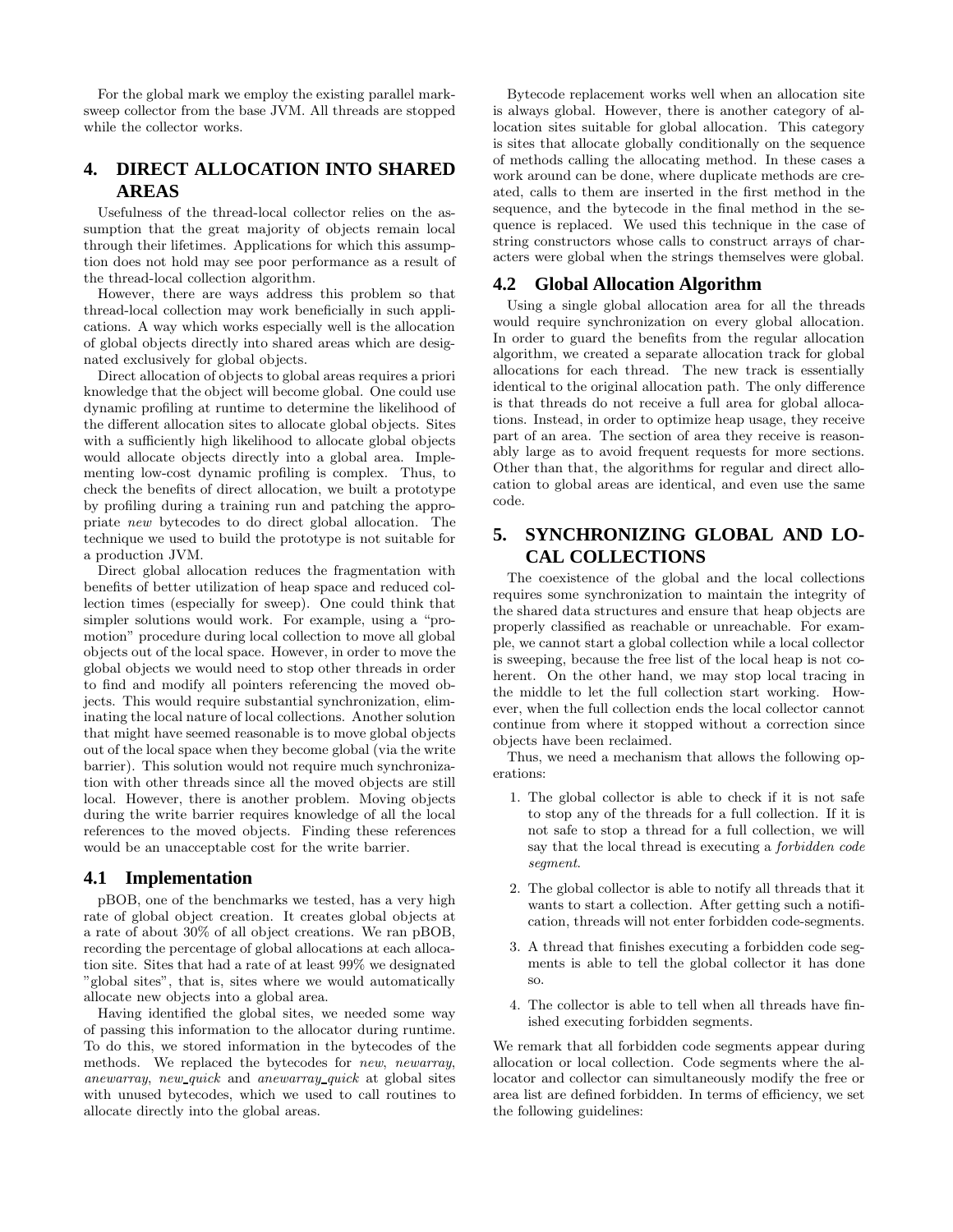For the global mark we employ the existing parallel mark-sweep collector from the base JVM. All threads are stopped while the collector works.

## 4. DIRECT ALLOCATION INTO SHARED AREAS

Usefulness of the thread-local collector relies on the assumption that the great majority of objects remain local through their lifetimes. Applications for which this assumption does not hold may see poor performance as a result of the thread-local collection algorithm.

However, there are ways address this problem so that thread-local collection may work beneficially in such applications. A way which works especially well is the allocation of global objects directly into shared areas which are designated exclusively for global objects.

Direct allocation of objects to global areas requires a priori knowledge that the object will become global. One could use dynamic profiling at runtime to determine the likelihood of the different allocation sites to allocate global objects. Sites with a sufficiently high likelihood to allocate global objects would allocate objects directly into a global area. Implementing low-cost dynamic profiling is complex. Thus, to check the benefits of direct allocation, we built a prototype by profiling during a training run and patching the appropriate *new* bytecodes to do direct global allocation. The technique we used to build the prototype is not suitable for a production JVM.

Direct global allocation reduces the fragmentation with benefits of better utilization of heap space and reduced collection times (especially for sweep). One could think that simpler solutions would work. For example, using a "promotion" procedure during local collection to move all global objects out of the local space. However, in order to move the global objects we would need to stop other threads in order to find and modify all pointers referencing the moved objects. This would require substantial synchronization, eliminating the local nature of local collections. Another solution that might have seemed reasonable is to move global objects out of the local space when they become global (via the write barrier). This solution would not require much synchronization with other threads since all the moved objects are still local. However, there is another problem. Moving objects during the write barrier requires knowledge of all the local references to the moved objects. Finding these references would be an unacceptable cost for the write barrier.

### 4.1 Implementation

pBOB, one of the benchmarks we tested, has a very high rate of global object creation. It creates global objects at a rate of about 30% of all object creations. We ran pBOB, recording the percentage of global allocations at each allocation site. Sites that had a rate of at least 99% we designated "global sites", that is, sites where we would automatically allocate new objects into a global area.

Having identified the global sites, we needed some way of passing this information to the allocator during runtime. To do this, we stored information in the bytecodes of the methods. We replaced the bytecodes for *new*, *newarray*, *anewarray*, *new_quick* and *anewarray_quick* at global sites with unused bytecodes, which we used to call routines to allocate directly into the global areas.

Bytecode replacement works well when an allocation site is always global. However, there is another category of allocation sites suitable for global allocation. This category is sites that allocate globally conditionally on the sequence of methods calling the allocating method. In these cases a work around can be done, where duplicate methods are created, calls to them are inserted in the first method in the sequence, and the bytecode in the final method in the sequence is replaced. We used this technique in the case of string constructors whose calls to construct arrays of characters were global when the strings themselves were global.

### 4.2 Global Allocation Algorithm

Using a single global allocation area for all the threads would require synchronization on every global allocation. In order to guard the benefits from the regular allocation algorithm, we created a separate allocation track for global allocations for each thread. The new track is essentially identical to the original allocation path. The only difference is that threads do not receive a full area for global allocations. Instead, in order to optimize heap usage, they receive part of an area. The section of area they receive is reasonably large as to avoid frequent requests for more sections. Other than that, the algorithms for regular and direct allocation to global areas are identical, and even use the same code.

## 5. SYNCHRONIZING GLOBAL AND LOCAL COLLECTIONS

The coexistence of the global and the local collections requires some synchronization to maintain the integrity of the shared data structures and ensure that heap objects are properly classified as reachable or unreachable. For example, we cannot start a global collection while a local collector is sweeping, because the free list of the local heap is not coherent. On the other hand, we may stop local tracing in the middle to let the full collection start working. However, when the full collection ends the local collector cannot continue from where it stopped without a correction since objects have been reclaimed.

Thus, we need a mechanism that allows the following operations:

1. The global collector is able to check if it is not safe to stop any of the threads for a full collection. If it is not safe to stop a thread for a full collection, we will say that the local thread is executing a *forbidden code segment*.
2. The global collector is able to notify all threads that it wants to start a collection. After getting such a notification, threads will not enter forbidden code-segments.
3. A thread that finishes executing a forbidden code segments is able to tell the global collector it has done so.
4. The collector is able to tell when all threads have finished executing forbidden segments.

We remark that all forbidden code segments appear during allocation or local collection. Code segments where the allocator and collector can simultaneously modify the free or area list are defined forbidden. In terms of efficiency, we set the following guidelines: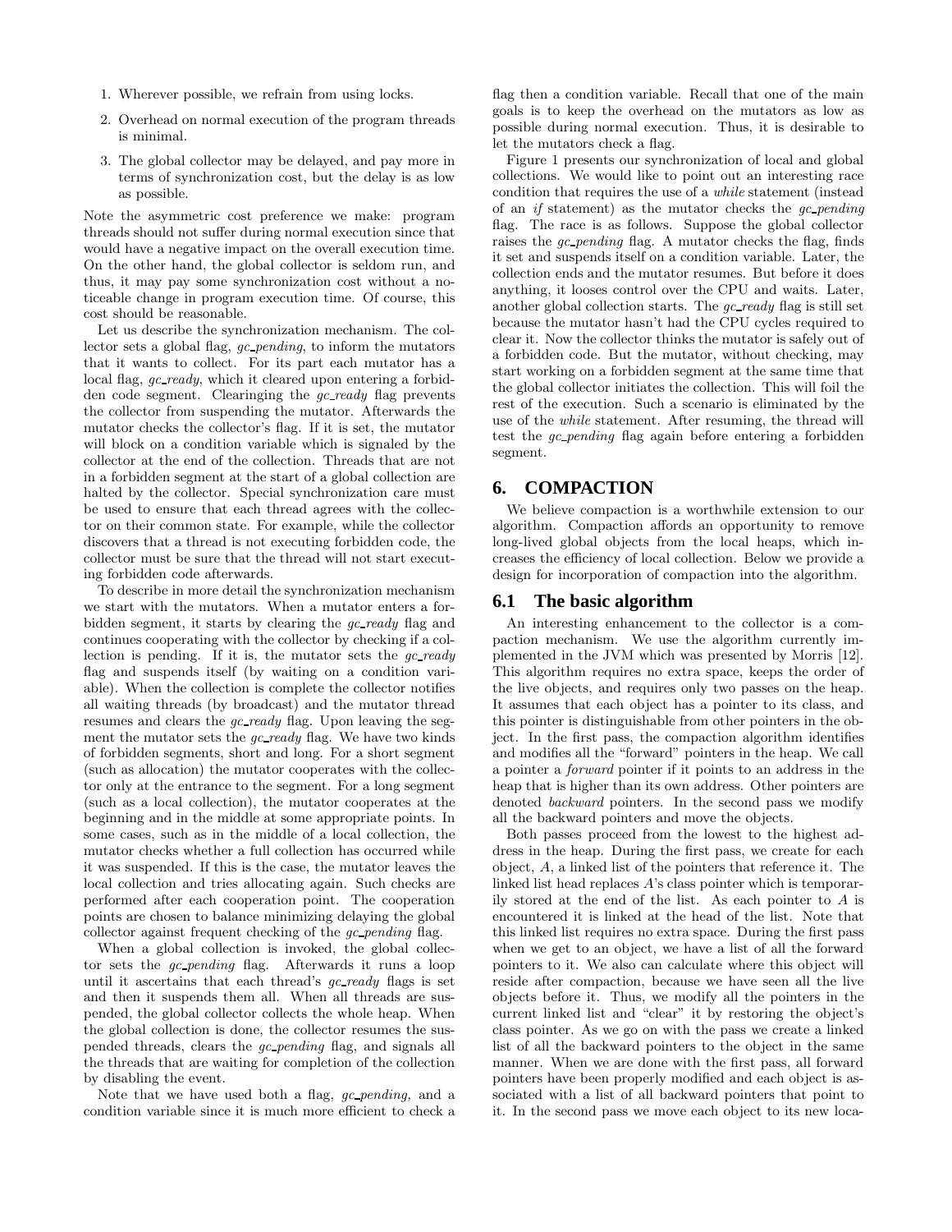1. Wherever possible, we refrain from using locks.
2. Overhead on normal execution of the program threads is minimal.
3. The global collector may be delayed, and pay more in terms of synchronization cost, but the delay is as low as possible.

Note the asymmetric cost preference we make: program threads should not suffer during normal execution since that would have a negative impact on the overall execution time. On the other hand, the global collector is seldom run, and thus, it may pay some synchronization cost without a noticeable change in program execution time. Of course, this cost should be reasonable.

Let us describe the synchronization mechanism. The collector sets a global flag, *gc_pending*, to inform the mutators that it wants to collect. For its part each mutator has a local flag, *gc_ready*, which it cleared upon entering a forbidden code segment. Clearinging the *gc_ready* flag prevents the collector from suspending the mutator. Afterwards the mutator checks the collector's flag. If it is set, the mutator will block on a condition variable which is signaled by the collector at the end of the collection. Threads that are not in a forbidden segment at the start of a global collection are halted by the collector. Special synchronization care must be used to ensure that each thread agrees with the collector on their common state. For example, while the collector discovers that a thread is not executing forbidden code, the collector must be sure that the thread will not start executing forbidden code afterwards.

To describe in more detail the synchronization mechanism we start with the mutators. When a mutator enters a forbidden segment, it starts by clearing the *gc_ready* flag and continues cooperating with the collector by checking if a collection is pending. If it is, the mutator sets the *gc_ready* flag and suspends itself (by waiting on a condition variable). When the collection is complete the collector notifies all waiting threads (by broadcast) and the mutator thread resumes and clears the *gc_ready* flag. Upon leaving the segment the mutator sets the *gc_ready* flag. We have two kinds of forbidden segments, short and long. For a short segment (such as allocation) the mutator cooperates with the collector only at the entrance to the segment. For a long segment (such as a local collection), the mutator cooperates at the beginning and in the middle at some appropriate points. In some cases, such as in the middle of a local collection, the mutator checks whether a full collection has occurred while it was suspended. If this is the case, the mutator leaves the local collection and tries allocating again. Such checks are performed after each cooperation point. The cooperation points are chosen to balance minimizing delaying the global collector against frequent checking of the *gc_pending* flag.

When a global collection is invoked, the global collector sets the *gc_pending* flag. Afterwards it runs a loop until it ascertains that each thread's *gc_ready* flags is set and then it suspends them all. When all threads are suspended, the global collector collects the whole heap. When the global collection is done, the collector resumes the suspended threads, clears the *gc_pending* flag, and signals all the threads that are waiting for completion of the collection by disabling the event.

Note that we have used both a flag, *gc_pending,* and a condition variable since it is much more efficient to check a flag then a condition variable. Recall that one of the main goals is to keep the overhead on the mutators as low as possible during normal execution. Thus, it is desirable to let the mutators check a flag.

Figure 1 presents our synchronization of local and global collections. We would like to point out an interesting race condition that requires the use of a *while* statement (instead of an *if* statement) as the mutator checks the *gc_pending* flag. The race is as follows. Suppose the global collector raises the *gc_pending* flag. A mutator checks the flag, finds it set and suspends itself on a condition variable. Later, the collection ends and the mutator resumes. But before it does anything, it looses control over the CPU and waits. Later, another global collection starts. The *gc_ready* flag is still set because the mutator hasn't had the CPU cycles required to clear it. Now the collector thinks the mutator is safely out of a forbidden code. But the mutator, without checking, may start working on a forbidden segment at the same time that the global collector initiates the collection. This will foil the rest of the execution. Such a scenario is eliminated by the use of the *while* statement. After resuming, the thread will test the *gc_pending* flag again before entering a forbidden segment.

# 6. COMPACTION

We believe compaction is a worthwhile extension to our algorithm. Compaction affords an opportunity to remove long-lived global objects from the local heaps, which increases the efficiency of local collection. Below we provide a design for incorporation of compaction into the algorithm.

## 6.1 The basic algorithm

An interesting enhancement to the collector is a compaction mechanism. We use the algorithm currently implemented in the JVM which was presented by Morris [12]. This algorithm requires no extra space, keeps the order of the live objects, and requires only two passes on the heap. It assumes that each object has a pointer to its class, and this pointer is distinguishable from other pointers in the object. In the first pass, the compaction algorithm identifies and modifies all the "forward" pointers in the heap. We call a pointer a *forward* pointer if it points to an address in the heap that is higher than its own address. Other pointers are denoted *backward* pointers. In the second pass we modify all the backward pointers and move the objects.

Both passes proceed from the lowest to the highest address in the heap. During the first pass, we create for each object, $A$, a linked list of the pointers that reference it. The linked list head replaces $A$'s class pointer which is temporarily stored at the end of the list. As each pointer to $A$ is encountered it is linked at the head of the list. Note that this linked list requires no extra space. During the first pass when we get to an object, we have a list of all the forward pointers to it. We also can calculate where this object will reside after compaction, because we have seen all the live objects before it. Thus, we modify all the pointers in the current linked list and "clear" it by restoring the object's class pointer. As we go on with the pass we create a linked list of all the backward pointers to the object in the same manner. When we are done with the first pass, all forward pointers have been properly modified and each object is associated with a list of all backward pointers that point to it. In the second pass we move each object to its new loca-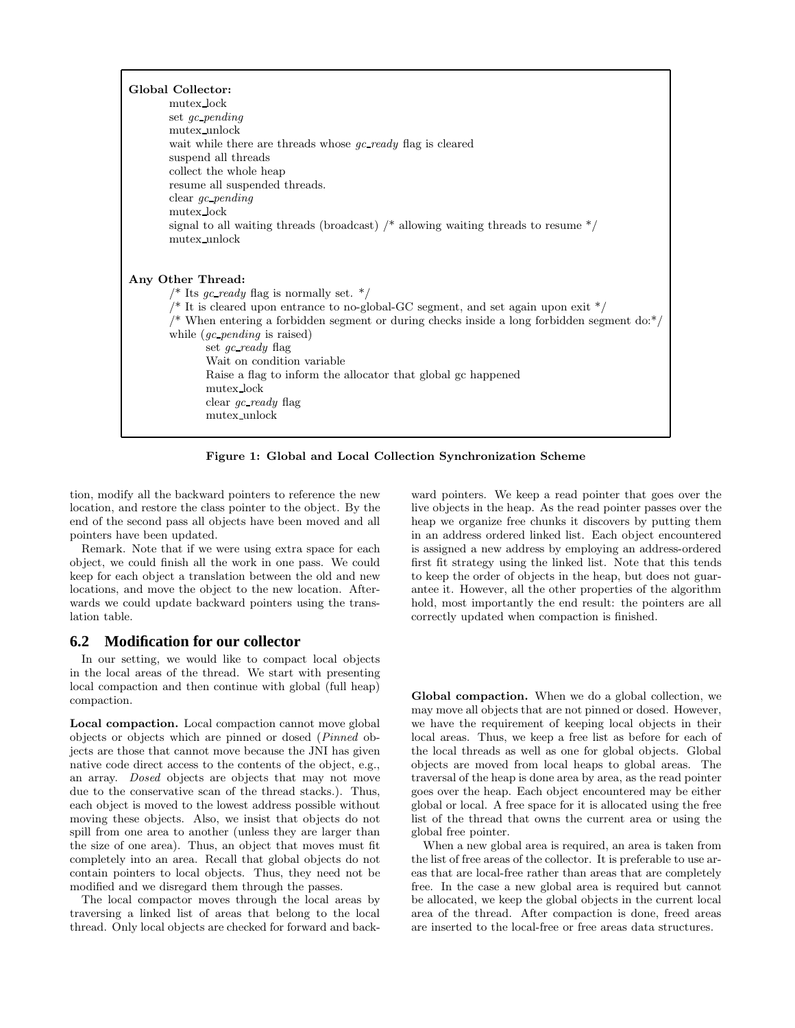**Global Collector:**

```
mutex_lock
set gc_pending
mutex_unlock
wait while there are threads whose gc_ready flag is cleared
suspend all threads
collect the whole heap
resume all suspended threads.
clear gc_pending
mutex_lock
signal to all waiting threads (broadcast) /* allowing waiting threads to resume */
mutex_unlock
```

**Any Other Thread:**

```
/* Its gc_ready flag is normally set. */
/* It is cleared upon entrance to no-global-GC segment, and set again upon exit */
/* When entering a forbidden segment or during checks inside a long forbidden segment do:*/
while (gc_pending is raised)
        set gc_ready flag
        Wait on condition variable
        Raise a flag to inform the allocator that global gc happened
        mutex_lock
        clear gc_ready flag
        mutex_unlock
```

**Figure 1: Global and Local Collection Synchronization Scheme**

tion, modify all the backward pointers to reference the new location, and restore the class pointer to the object. By the end of the second pass all objects have been moved and all pointers have been updated.

Remark. Note that if we were using extra space for each object, we could finish all the work in one pass. We could keep for each object a translation between the old and new locations, and move the object to the new location. Afterwards we could update backward pointers using the translation table.

## 6.2 Modification for our collector

In our setting, we would like to compact local objects in the local areas of the thread. We start with presenting local compaction and then continue with global (full heap) compaction.

**Local compaction.** Local compaction cannot move global objects or objects which are pinned or dosed (*Pinned* objects are those that cannot move because the JNI has given native code direct access to the contents of the object, e.g., an array. *Dosed* objects are objects that may not move due to the conservative scan of the thread stacks.). Thus, each object is moved to the lowest address possible without moving these objects. Also, we insist that objects do not spill from one area to another (unless they are larger than the size of one area). Thus, an object that moves must fit completely into an area. Recall that global objects do not contain pointers to local objects. Thus, they need not be modified and we disregard them through the passes.

The local compactor moves through the local areas by traversing a linked list of areas that belong to the local thread. Only local objects are checked for forward and backward pointers. We keep a read pointer that goes over the live objects in the heap. As the read pointer passes over the heap we organize free chunks it discovers by putting them in an address ordered linked list. Each object encountered is assigned a new address by employing an address-ordered first fit strategy using the linked list. Note that this tends to keep the order of objects in the heap, but does not guarantee it. However, all the other properties of the algorithm hold, most importantly the end result: the pointers are all correctly updated when compaction is finished.

**Global compaction.** When we do a global collection, we may move all objects that are not pinned or dosed. However, we have the requirement of keeping local objects in their local areas. Thus, we keep a free list as before for each of the local threads as well as one for global objects. Global objects are moved from local heaps to global areas. The traversal of the heap is done area by area, as the read pointer goes over the heap. Each object encountered may be either global or local. A free space for it is allocated using the free list of the thread that owns the current area or using the global free pointer.

When a new global area is required, an area is taken from the list of free areas of the collector. It is preferable to use areas that are local-free rather than areas that are completely free. In the case a new global area is required but cannot be allocated, we keep the global objects in the current local area of the thread. After compaction is done, freed areas are inserted to the local-free or free areas data structures.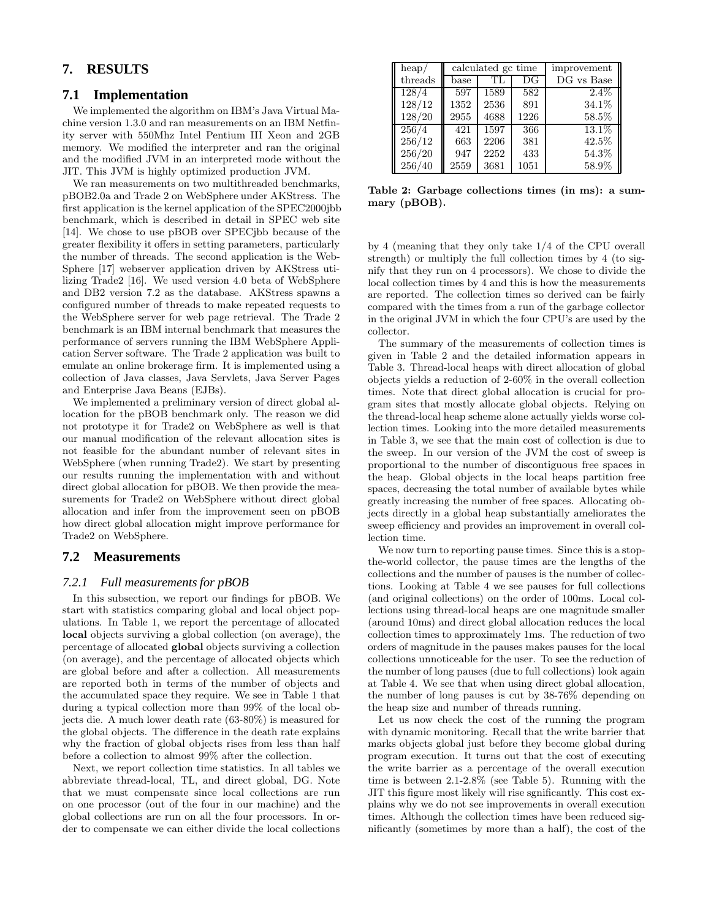## 7. RESULTS

### 7.1 Implementation

We implemented the algorithm on IBM's Java Virtual Machine version 1.3.0 and ran measurements on an IBM Netfinity server with 550Mhz Intel Pentium III Xeon and 2GB memory. We modified the interpreter and ran the original and the modified JVM in an interpreted mode without the JIT. This JVM is highly optimized production JVM.

We ran measurements on two multithreaded benchmarks, pBOB2.0a and Trade 2 on WebSphere under AKStress. The first application is the kernel application of the SPEC2000jbb benchmark, which is described in detail in SPEC web site [14]. We chose to use pBOB over SPECjbb because of the greater flexibility it offers in setting parameters, particularly the number of threads. The second application is the WebSphere [17] webserver application driven by AKStress utilizing Trade2 [16]. We used version 4.0 beta of WebSphere and DB2 version 7.2 as the database. AKStress spawns a configured number of threads to make repeated requests to the WebSphere server for web page retrieval. The Trade 2 benchmark is an IBM internal benchmark that measures the performance of servers running the IBM WebSphere Application Server software. The Trade 2 application was built to emulate an online brokerage firm. It is implemented using a collection of Java classes, Java Servlets, Java Server Pages and Enterprise Java Beans (EJBs).

We implemented a preliminary version of direct global allocation for the pBOB benchmark only. The reason we did not prototype it for Trade2 on WebSphere as well is that our manual modification of the relevant allocation sites is not feasible for the abundant number of relevant sites in WebSphere (when running Trade2). We start by presenting our results running the implementation with and without direct global allocation for pBOB. We then provide the measurements for Trade2 on WebSphere without direct global allocation and infer from the improvement seen on pBOB how direct global allocation might improve performance for Trade2 on WebSphere.

### 7.2 Measurements

#### *7.2.1 Full measurements for pBOB*

In this subsection, we report our findings for pBOB. We start with statistics comparing global and local object populations. In Table 1, we report the percentage of allocated **local** objects surviving a global collection (on average), the percentage of allocated **global** objects surviving a collection (on average), and the percentage of allocated objects which are global before and after a collection. All measurements are reported both in terms of the number of objects and the accumulated space they require. We see in Table 1 that during a typical collection more than 99% of the local objects die. A much lower death rate (63-80%) is measured for the global objects. The difference in the death rate explains why the fraction of global objects rises from less than half before a collection to almost 99% after the collection.

Next, we report collection time statistics. In all tables we abbreviate thread-local, TL, and direct global, DG. Note that we must compensate since local collections are run on one processor (out of the four in our machine) and the global collections are run on all the four processors. In order to compensate we can either divide the local collections by 4 (meaning that they only take 1/4 of the CPU overall strength) or multiply the full collection times by 4 (to signify that they run on 4 processors). We chose to divide the local collection times by 4 and this is how the measurements are reported. The collection times so derived can be fairly compared with the times from a run of the garbage collector in the original JVM in which the four CPU's are used by the collector.

| heap/ | calculated gc time | | | improvement |
|---|---|---|---|---|
| threads | base | TL | DG | DG vs Base |
| 128/4 | 597 | 1589 | 582 | 2.4% |
| 128/12 | 1352 | 2536 | 891 | 34.1% |
| 128/20 | 2955 | 4688 | 1226 | 58.5% |
| 256/4 | 421 | 1597 | 366 | 13.1% |
| 256/12 | 663 | 2206 | 381 | 42.5% |
| 256/20 | 947 | 2252 | 433 | 54.3% |
| 256/40 | 2559 | 3681 | 1051 | 58.9% |

**Table 2: Garbage collections times (in ms): a summary (pBOB).**

The summary of the measurements of collection times is given in Table 2 and the detailed information appears in Table 3. Thread-local heaps with direct allocation of global objects yields a reduction of 2-60% in the overall collection times. Note that direct global allocation is crucial for program sites that mostly allocate global objects. Relying on the thread-local heap scheme alone actually yields worse collection times. Looking into the more detailed measurements in Table 3, we see that the main cost of collection is due to the sweep. In our version of the JVM the cost of sweep is proportional to the number of discontiguous free spaces in the heap. Global objects in the local heaps partition free spaces, decreasing the total number of available bytes while greatly increasing the number of free spaces. Allocating objects directly in a global heap substantially ameliorates the sweep efficiency and provides an improvement in overall collection time.

We now turn to reporting pause times. Since this is a stop-the-world collector, the pause times are the lengths of the collections and the number of pauses is the number of collections. Looking at Table 4 we see pauses for full collections (and original collections) on the order of 100ms. Local collections using thread-local heaps are one magnitude smaller (around 10ms) and direct global allocation reduces the local collection times to approximately 1ms. The reduction of two orders of magnitude in the pauses makes pauses for the local collections unnoticeable for the user. To see the reduction of the number of long pauses (due to full collections) look again at Table 4. We see that when using direct global allocation, the number of long pauses is cut by 38-76% depending on the heap size and number of threads running.

Let us now check the cost of the running the program with dynamic monitoring. Recall that the write barrier that marks objects global just before they become global during program execution. It turns out that the cost of executing the write barrier as a percentage of the overall execution time is between 2.1-2.8% (see Table 5). Running with the JIT this figure most likely will rise sgnificantly. This cost explains why we do not see improvements in overall execution times. Although the collection times have been reduced significantly (sometimes by more than a half), the cost of the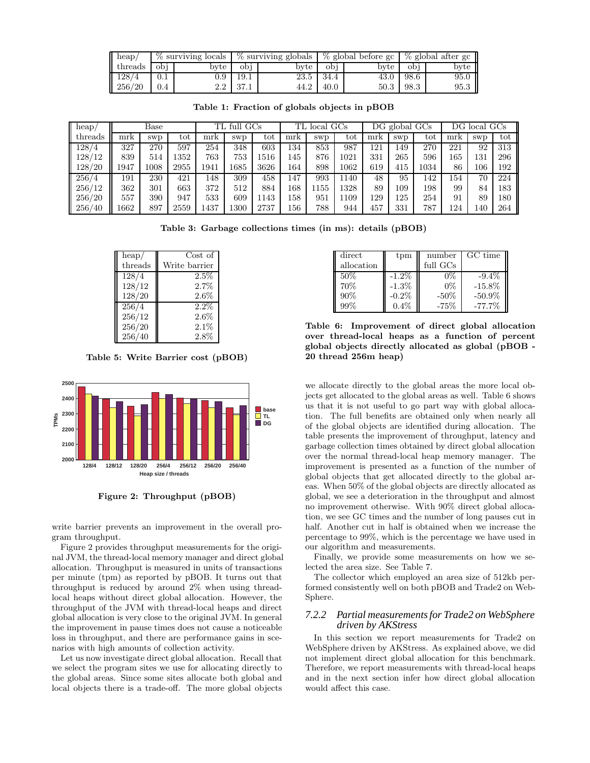| heap/ threads | % surviving locals | | % surviving globals | | % global before gc | | % global after gc | |
|---|---|---|---|---|---|---|---|---|
| | obj | byte | obj | byte | obj | byte | obj | byte |
| 128/4 | 0.1 | 0.9 | 19.1 | 23.5 | 34.4 | 43.0 | 98.6 | 95.0 |
| 256/20 | 0.4 | 2.2 | 37.1 | 44.2 | 40.0 | 50.3 | 98.3 | 95.3 |

**Table 1: Fraction of globals objects in pBOB**

| heap/ threads | Base | | | TL full GCs | | | TL local GCs | | | DG global GCs | | | DG local GCs | | |
|---|---|---|---|---|---|---|---|---|---|---|---|---|---|---|---|
| | mrk | swp | tot | mrk | swp | tot | mrk | swp | tot | mrk | swp | tot | mrk | swp | tot |
| 128/4 | 327 | 270 | 597 | 254 | 348 | 603 | 134 | 853 | 987 | 121 | 149 | 270 | 221 | 92 | 313 |
| 128/12 | 839 | 514 | 1352 | 763 | 753 | 1516 | 145 | 876 | 1021 | 331 | 265 | 596 | 165 | 131 | 296 |
| 128/20 | 1947 | 1008 | 2955 | 1941 | 1685 | 3626 | 164 | 898 | 1062 | 619 | 415 | 1034 | 86 | 106 | 192 |
| 256/4 | 191 | 230 | 421 | 148 | 309 | 458 | 147 | 993 | 1140 | 48 | 95 | 142 | 154 | 70 | 224 |
| 256/12 | 362 | 301 | 663 | 372 | 512 | 884 | 168 | 1155 | 1328 | 89 | 109 | 198 | 99 | 84 | 183 |
| 256/20 | 557 | 390 | 947 | 533 | 609 | 1143 | 158 | 951 | 1109 | 129 | 125 | 254 | 91 | 89 | 180 |
| 256/40 | 1662 | 897 | 2559 | 1437 | 1300 | 2737 | 156 | 788 | 944 | 457 | 331 | 787 | 124 | 140 | 264 |

**Table 3: Garbage collections times (in ms): details (pBOB)**

| heap/ threads | Cost of Write barrier |
|---|---|
| 128/4 | 2.5% |
| 128/12 | 2.7% |
| 128/20 | 2.6% |
| 256/4 | 2.2% |
| 256/12 | 2.6% |
| 256/20 | 2.1% |
| 256/40 | 2.8% |

**Table 5: Write Barrier cost (pBOB)**

**Figure 2: Throughput (pBOB)**

write barrier prevents an improvement in the overall program throughput.

Figure 2 provides throughput measurements for the original JVM, the thread-local memory manager and direct global allocation. Throughput is measured in units of transactions per minute (tpm) as reported by pBOB. It turns out that throughput is reduced by around 2% when using thread-local heaps without direct global allocation. However, the throughput of the JVM with thread-local heaps and direct global allocation is very close to the original JVM. In general the improvement in pause times does not cause a noticeable loss in throughput, and there are performance gains in scenarios with high amounts of collection activity.

Let us now investigate direct global allocation. Recall that we select the program sites we use for allocating directly to the global areas. Since some sites allocate both global and local objects there is a trade-off. The more global objects

| direct allocation | tpm | number full GCs | GC time |
|---|---|---|---|
| 50% | -1.2% | 0% | -9.4% |
| 70% | -1.3% | 0% | -15.8% |
| 90% | -0.2% | -50% | -50.9% |
| 99% | 0.4% | -75% | -77.7% |

**Table 6: Improvement of direct global allocation over thread-local heaps as a function of percent global objects directly allocated as global (pBOB - 20 thread 256m heap)**

we allocate directly to the global areas the more local objects get allocated to the global areas as well. Table 6 shows us that it is not useful to go part way with global allocation. The full benefits are obtained only when nearly all of the global objects are identified during allocation. The table presents the improvement of throughput, latency and garbage collection times obtained by direct global allocation over the normal thread-local heap memory manager. The improvement is presented as a function of the number of global objects that get allocated directly to the global areas. When 50% of the global objects are directly allocated as global, we see a deterioration in the throughput and almost no improvement otherwise. With 90% direct global allocation, we see GC times and the number of long pauses cut in half. Another cut in half is obtained when we increase the percentage to 99%, which is the percentage we have used in our algorithm and measurements.

Finally, we provide some measurements on how we selected the area size. See Table 7.

The collector which employed an area size of 512kb performed consistently well on both pBOB and Trade2 on WebSphere.

### *7.2.2 Partial measurements for Trade2 on WebSphere driven by AKStress*

In this section we report measurements for Trade2 on WebSphere driven by AKStress. As explained above, we did not implement direct global allocation for this benchmark. Therefore, we report measurements with thread-local heaps and in the next section infer how direct global allocation would affect this case.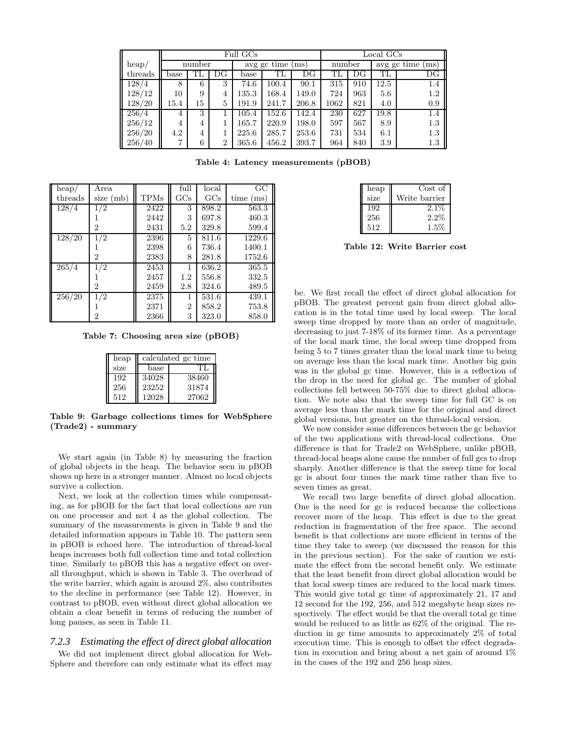| heap/ | Full GCs | | | | | | Local GCs | | | |
|---|---|---|---|---|---|---|---|---|---|---|
| | number | | | avg gc time (ms) | | | number | | avg gc time (ms) | |
| threads | base | TL | DG | base | TL | DG | TL | DG | TL | DG |
| 128/4 | 8 | 6 | 3 | 74.6 | 100.4 | 90.1 | 315 | 910 | 12.5 | 1.4 |
| 128/12 | 10 | 9 | 4 | 135.3 | 168.4 | 149.0 | 724 | 963 | 5.6 | 1.2 |
| 128/20 | 15.4 | 15 | 5 | 191.9 | 241.7 | 206.8 | 1062 | 821 | 4.0 | 0.9 |
| 256/4 | 4 | 3 | 1 | 105.4 | 152.6 | 142.4 | 230 | 627 | 19.8 | 1.4 |
| 256/12 | 4 | 4 | 1 | 165.7 | 220.9 | 198.0 | 597 | 567 | 8.9 | 1.3 |
| 256/20 | 4.2 | 4 | 1 | 225.6 | 285.7 | 253.6 | 731 | 534 | 6.1 | 1.3 |
| 256/40 | 7 | 6 | 2 | 365.6 | 456.2 | 393.7 | 964 | 840 | 3.9 | 1.3 |

**Table 4: Latency measurements (pBOB)**

| heap/ threads | Area size (mb) | TPMs | full GCs | local GCs | GC time (ms) |
|---|---|---|---|---|---|
| 128/4 | 1/2 | 2422 | 3 | 898.2 | 563.3 |
| | 1 | 2442 | 3 | 697.8 | 460.3 |
| | 2 | 2431 | 5.2 | 329.8 | 599.4 |
| 128/20 | 1/2 | 2396 | 5 | 811.6 | 1229.6 |
| | 1 | 2398 | 6 | 736.4 | 1400.1 |
| | 2 | 2383 | 8 | 281.8 | 1752.6 |
| 265/4 | 1/2 | 2453 | 1 | 636.2 | 365.5 |
| | 1 | 2457 | 1.2 | 556.8 | 332.5 |
| | 2 | 2459 | 2.8 | 324.6 | 489.5 |
| 256/20 | 1/2 | 2375 | 1 | 531.6 | 439.1 |
| | 1 | 2371 | 2 | 858.2 | 753.8 |
| | 2 | 2366 | 3 | 323.0 | 858.0 |

**Table 7: Choosing area size (pBOB)**

| heap size | calculated gc time | |
|---|---|---|
| | base | TL |
| 192 | 34028 | 38460 |
| 256 | 23252 | 31874 |
| 512 | 12028 | 27062 |

**Table 9: Garbage collections times for WebSphere (Trade2) - summary**

We start again (in Table 8) by measuring the fraction of global objects in the heap. The behavior seen in pBOB shows up here in a stronger manner. Almost no local objects survive a collection.

Next, we look at the collection times while compensating, as for pBOB for the fact that local collections are run on one processor and not 4 as the global collection. The summary of the measurements is given in Table 9 and the detailed information appears in Table 10. The pattern seen in pBOB is echoed here. The introduction of thread-local heaps increases both full collection time and total collection time. Similarly to pBOB this has a negative effect on overall throughput, which is shown in Table 3. The overhead of the write barrier, which again is around 2%, also contributes to the decline in performance (see Table 12). However, in contrast to pBOB, even without direct global allocation we obtain a clear benefit in terms of reducing the number of long pauses, as seen in Table 11.

### 7.2.3 Estimating the effect of direct global allocation

We did not implement direct global allocation for WebSphere and therefore can only estimate what its effect may be. We first recall the effect of direct global allocation for pBOB. The greatest percent gain from direct global allocation is in the total time used by local sweep. The local sweep time dropped by more than an order of magnitude, decreasing to just 7-18% of its former time. As a percentage of the local mark time, the local sweep time dropped from being 5 to 7 times greater than the local mark time to being on average less than the local mark time. Another big gain was in the global gc time. However, this is a reflection of the drop in the need for global gc. The number of global collections fell between 50-75% due to direct global allocation. We note also that the sweep time for full GC is on average less than the mark time for the original and direct global versions, but greater on the thread-local version.

We now consider some differences between the gc behavior of the two applications with thread-local collections. One difference is that for Trade2 on WebSphere, unlike pBOB, thread-local heaps alone cause the number of full gcs to drop sharply. Another difference is that the sweep time for local gc is about four times the mark time rather than five to seven times as great.

We recall two large benefits of direct global allocation. One is the need for gc is reduced because the collections recover more of the heap. This effect is due to the great reduction in fragmentation of the free space. The second benefit is that collections are more efficient in terms of the time they take to sweep (we discussed the reason for this in the previous section). For the sake of caution we estimate the effect from the second benefit only. We estimate that the least benefit from direct global allocation would be that local sweep times are reduced to the local mark times. This would give total gc time of approximately 21, 17 and 12 second for the 192, 256, and 512 megabyte heap sizes respectively. The effect would be that the overall total gc time would be reduced to as little as 62% of the original. The reduction in gc time amounts to approximately 2% of total execution time. This is enough to offset the effect degradation in execution and bring about a net gain of around 1% in the cases of the 192 and 256 heap sizes.

| heap size | Cost of Write barrier |
|---|---|
| 192 | 2.1% |
| 256 | 2.2% |
| 512 | 1.5% |

**Table 12: Write Barrier cost**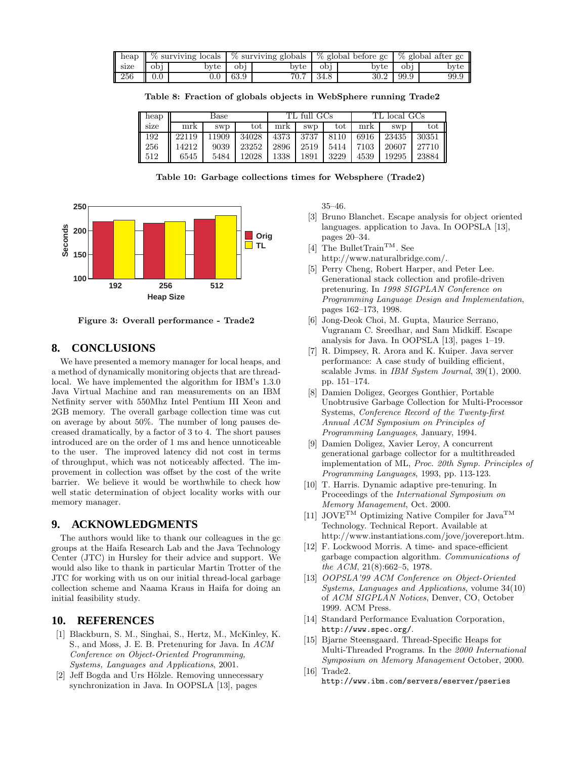| heap | % surviving locals | | % surviving globals | | % global before gc | | % global after gc | |
|---|---|---|---|---|---|---|---|---|
| size | obj | byte | obj | byte | obj | byte | obj | byte |
| 256 | 0.0 | 0.0 | 63.9 | 70.7 | 34.8 | 30.2 | 99.9 | 99.9 |

**Table 8: Fraction of globals objects in WebSphere running Trade2**

| heap | Base | | | TL full GCs | | | TL local GCs | | |
|---|---|---|---|---|---|---|---|---|---|
| size | mrk | swp | tot | mrk | swp | tot | mrk | swp | tot |
| 192 | 22119 | 11909 | 34028 | 4373 | 3737 | 8110 | 6916 | 23435 | 30351 |
| 256 | 14212 | 9039 | 23252 | 2896 | 2519 | 5414 | 7103 | 20607 | 27710 |
| 512 | 6545 | 5484 | 12028 | 1338 | 1891 | 3229 | 4539 | 19295 | 23884 |

**Table 10: Garbage collections times for Websphere (Trade2)**

**Figure 3: Overall performance - Trade2**

## 8. CONCLUSIONS

We have presented a memory manager for local heaps, and a method of dynamically monitoring objects that are thread-local. We have implemented the algorithm for IBM's 1.3.0 Java Virtual Machine and ran measurements on an IBM Netfinity server with 550Mhz Intel Pentium III Xeon and 2GB memory. The overall garbage collection time was cut on average by about 50%. The number of long pauses decreased dramatically, by a factor of 3 to 4. The short pauses introduced are on the order of 1 ms and hence unnoticeable to the user. The improved latency did not cost in terms of throughput, which was not noticeably affected. The improvement in collection was offset by the cost of the write barrier. We believe it would be worthwhile to check how well static determination of object locality works with our memory manager.

## 9. ACKNOWLEDGMENTS

The authors would like to thank our colleagues in the gc groups at the Haifa Research Lab and the Java Technology Center (JTC) in Hursley for their advice and support. We would also like to thank in particular Martin Trotter of the JTC for working with us on our initial thread-local garbage collection scheme and Naama Kraus in Haifa for doing an initial feasibility study.

## 10. REFERENCES

[1] Blackburn, S. M., Singhai, S., Hertz, M., McKinley, K. S., and Moss, J. E. B. Pretenuring for Java. In *ACM Conference on Object-Oriented Programming, Systems, Languages and Applications*, 2001.

[2] Jeff Bogda and Urs Hölzle. Removing unnecessary synchronization in Java. In OOPSLA [13], pages 35–46.

[3] Bruno Blanchet. Escape analysis for object oriented languages. application to Java. In OOPSLA [13], pages 20–34.

[4] The BulletTrain™. See http://www.naturalbridge.com/.

[5] Perry Cheng, Robert Harper, and Peter Lee. Generational stack collection and profile-driven pretenuring. In *1998 SIGPLAN Conference on Programming Language Design and Implementation*, pages 162–173, 1998.

[6] Jong-Deok Choi, M. Gupta, Maurice Serrano, Vugranam C. Sreedhar, and Sam Midkiff. Escape analysis for Java. In OOPSLA [13], pages 1–19.

[7] R. Dimpsey, R. Arora and K. Kuiper. Java server performance: A case study of building efficient, scalable Jvms. in *IBM System Journal*, 39(1), 2000. pp. 151–174.

[8] Damien Doligez, Georges Gonthier, Portable Unobtrusive Garbage Collection for Multi-Processor Systems, *Conference Record of the Twenty-first Annual ACM Symposium on Principles of Programming Languages*, January, 1994.

[9] Damien Doligez, Xavier Leroy, A concurrent generational garbage collector for a multithreaded implementation of ML, *Proc. 20th Symp. Principles of Programming Languages*, 1993, pp. 113-123.

[10] T. Harris. Dynamic adaptive pre-tenuring. In Proceedings of the *International Symposium on Memory Management*, Oct. 2000.

[11] JOVE™ Optimizing Native Compiler for Java™ Technology. Technical Report. Available at http://www.instantiations.com/jove/jovereport.htm.

[12] F. Lockwood Morris. A time- and space-efficient garbage compaction algorithm. *Communications of the ACM*, 21(8):662–5, 1978.

[13] *OOPSLA'99 ACM Conference on Object-Oriented Systems, Languages and Applications*, volume 34(10) of *ACM SIGPLAN Notices*, Denver, CO, October 1999. ACM Press.

[14] Standard Performance Evaluation Corporation, `http://www.spec.org/`.

[15] Bjarne Steensgaard. Thread-Specific Heaps for Multi-Threaded Programs. In the *2000 International Symposium on Memory Management* October, 2000.

[16] Trade2. `http://www.ibm.com/servers/eserver/pseries`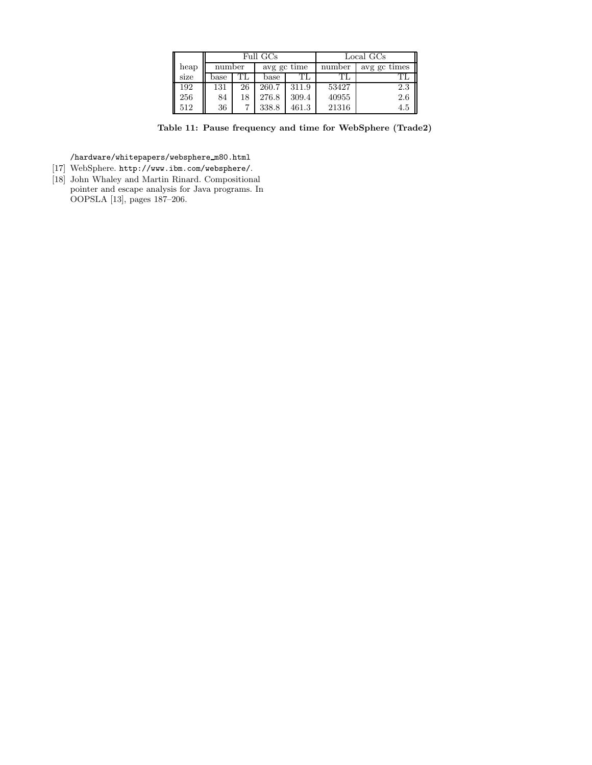| heap | Full GCs | | | | Local GCs | |
|---|---|---|---|---|---|---|
| | number | | avg gc time | | number | avg gc times |
| size | base | TL | base | TL | TL | TL |
| 192 | 131 | 26 | 260.7 | 311.9 | 53427 | 2.3 |
| 256 | 84 | 18 | 276.8 | 309.4 | 40955 | 2.6 |
| 512 | 36 | 7 | 338.8 | 461.3 | 21316 | 4.5 |

**Table 11: Pause frequency and time for WebSphere (Trade2)**

/hardware/whitepapers/websphere_m80.html

[17] WebSphere. http://www.ibm.com/websphere/.

[18] John Whaley and Martin Rinard. Compositional pointer and escape analysis for Java programs. In OOPSLA [13], pages 187–206.